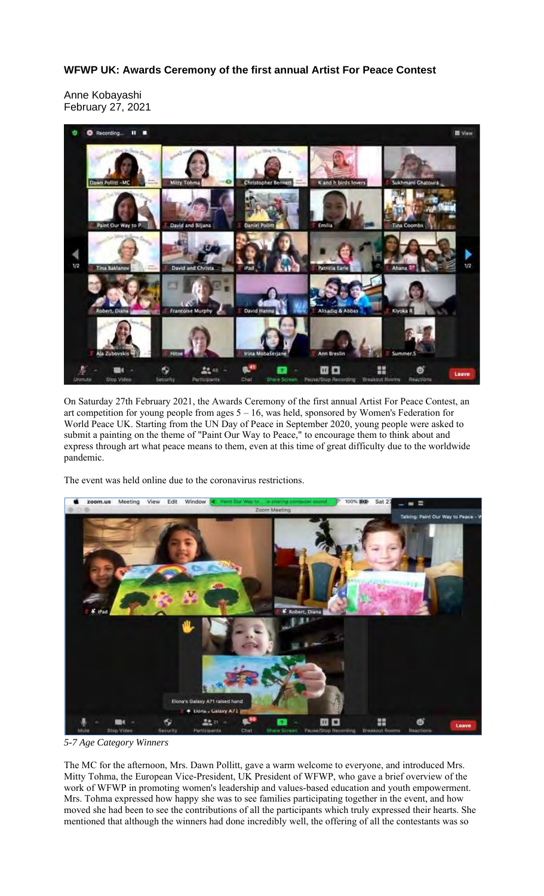# WFWP UK: Awards Ceremony of the first annual Artist For Peace Contest

Anne Kobayashi
February 27, 2021

On Saturday 27th February 2021, the Awards Ceremony of the first annual Artist For Peace Contest, an art competition for young people from ages 5 – 16, was held, sponsored by Women's Federation for World Peace UK. Starting from the UN Day of Peace in September 2020, young people were asked to submit a painting on the theme of "Paint Our Way to Peace," to encourage them to think about and express through art what peace means to them, even at this time of great difficulty due to the worldwide pandemic.

The event was held online due to the coronavirus restrictions.

*5-7 Age Category Winners*

The MC for the afternoon, Mrs. Dawn Pollitt, gave a warm welcome to everyone, and introduced Mrs. Mitty Tohma, the European Vice-President, UK President of WFWP, who gave a brief overview of the work of WFWP in promoting women's leadership and values-based education and youth empowerment. Mrs. Tohma expressed how happy she was to see families participating together in the event, and how moved she had been to see the contributions of all the participants which truly expressed their hearts. She mentioned that although the winners had done incredibly well, the offering of all the contestants was so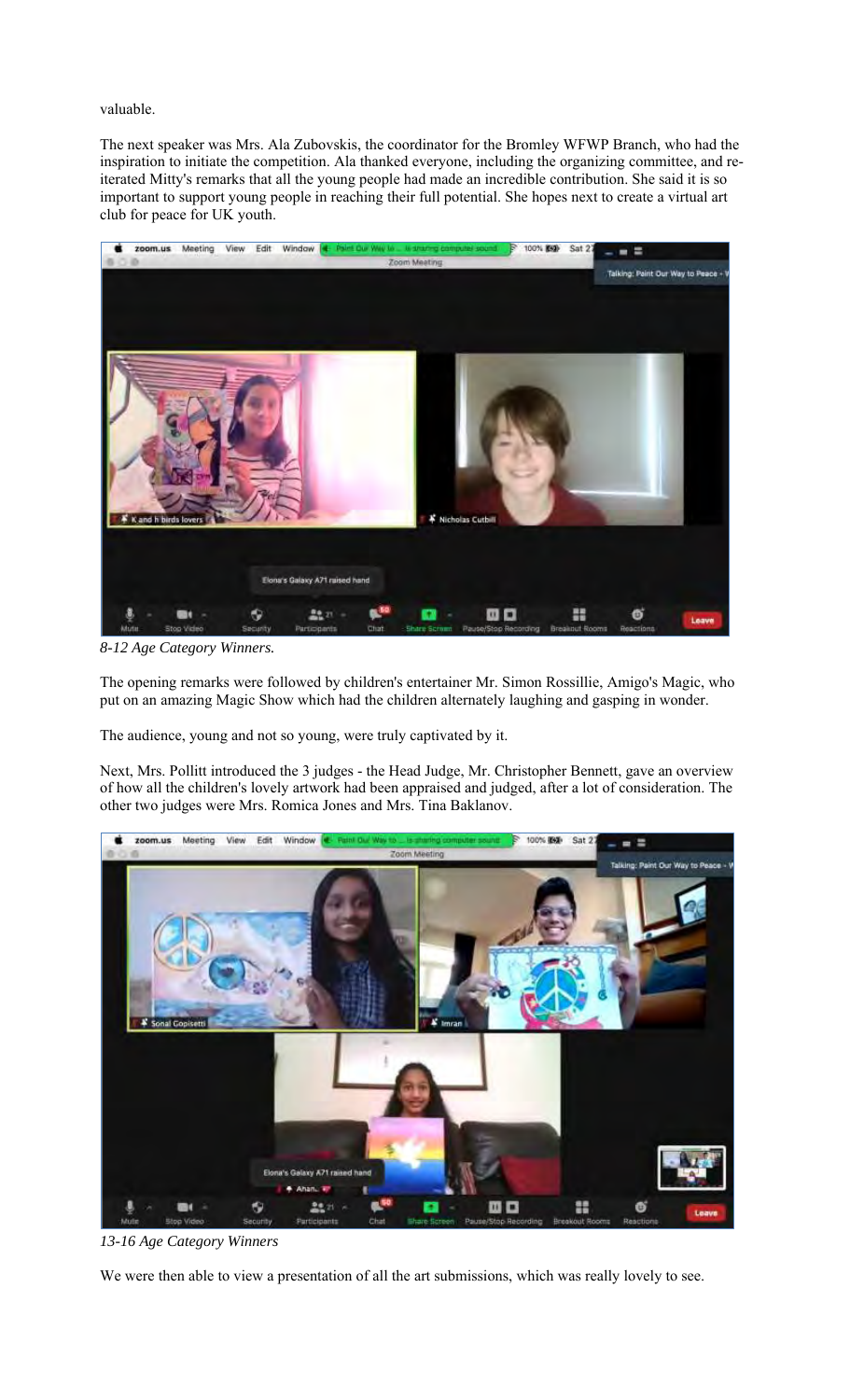valuable.

The next speaker was Mrs. Ala Zubovskis, the coordinator for the Bromley WFWP Branch, who had the inspiration to initiate the competition. Ala thanked everyone, including the organizing committee, and re-iterated Mitty's remarks that all the young people had made an incredible contribution. She said it is so important to support young people in reaching their full potential. She hopes next to create a virtual art club for peace for UK youth.

*8-12 Age Category Winners.*

The opening remarks were followed by children's entertainer Mr. Simon Rossillie, Amigo's Magic, who put on an amazing Magic Show which had the children alternately laughing and gasping in wonder.

The audience, young and not so young, were truly captivated by it.

Next, Mrs. Pollitt introduced the 3 judges - the Head Judge, Mr. Christopher Bennett, gave an overview of how all the children's lovely artwork had been appraised and judged, after a lot of consideration. The other two judges were Mrs. Romica Jones and Mrs. Tina Baklanov.

*13-16 Age Category Winners*

We were then able to view a presentation of all the art submissions, which was really lovely to see.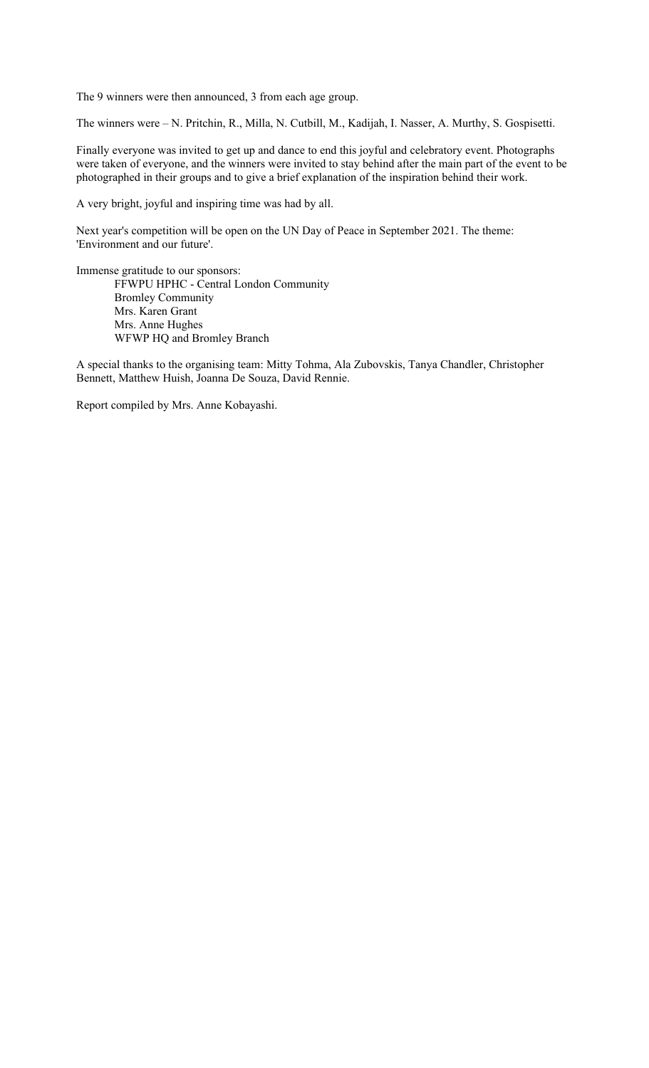The 9 winners were then announced, 3 from each age group.

The winners were – N. Pritchin, R., Milla, N. Cutbill, M., Kadijah, I. Nasser, A. Murthy, S. Gospisetti.

Finally everyone was invited to get up and dance to end this joyful and celebratory event. Photographs were taken of everyone, and the winners were invited to stay behind after the main part of the event to be photographed in their groups and to give a brief explanation of the inspiration behind their work.

A very bright, joyful and inspiring time was had by all.

Next year's competition will be open on the UN Day of Peace in September 2021. The theme: 'Environment and our future'.

Immense gratitude to our sponsors:

- FFWPU HPHC - Central London Community
- Bromley Community
- Mrs. Karen Grant
- Mrs. Anne Hughes
- WFWP HQ and Bromley Branch

A special thanks to the organising team: Mitty Tohma, Ala Zubovskis, Tanya Chandler, Christopher Bennett, Matthew Huish, Joanna De Souza, David Rennie.

Report compiled by Mrs. Anne Kobayashi.